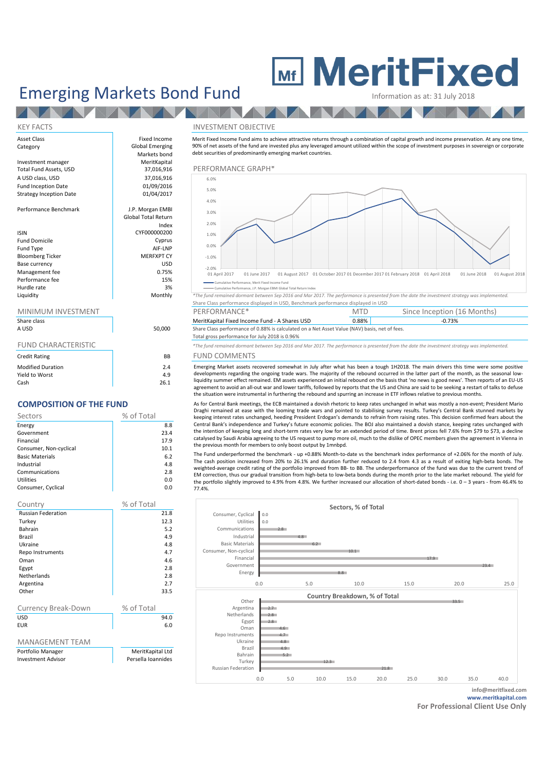# MeritFixed

# Emerging Markets Bond Fund

Information as at: 31 July 2018

## KEY FACTS

| | |
|---|---|
| Asset Class | Fixed Income |
| Category | Global Emerging Markets bond |
| Investment manager | MeritKapital |
| Total Fund Assets, USD | 37,016,916 |
| A USD class, USD | 37,016,916 |
| Fund Inception Date | 01/09/2016 |
| Strategy Inception Date | 01/04/2017 |
| Performance Benchmark | J.P. Morgan EMBI Global Total Return Index |
| ISIN | CYF000000200 |
| Fund Domicile | Cyprus |
| Fund Type | AIF-LNP |
| Bloomberg Ticker | MERFXPT CY |
| Base currency | USD |
| Management fee | 0.75% |
| Performance fee | 15% |
| Hurdle rate | 3% |
| Liquidity | Monthly |

## MINIMUM INVESTMENT

| Share class | |
|---|---|
| A USD | 50,000 |

## FUND CHARACTERISTIC

| | |
|---|---|
| Credit Rating | BB |
| Modified Duration | 2.4 |
| Yield to Worst | 4.9 |
| Cash | 26.1 |

## COMPOSITION OF THE FUND

| Sectors | % of Total |
|---|---|
| Energy | 8.8 |
| Government | 23.4 |
| Financial | 17.9 |
| Consumer, Non-cyclical | 10.1 |
| Basic Materials | 6.2 |
| Industrial | 4.8 |
| Communications | 2.8 |
| Utilities | 0.0 |
| Consumer, Cyclical | 0.0 |

| Country | % of Total |
|---|---|
| Russian Federation | 21.8 |
| Turkey | 12.3 |
| Bahrain | 5.2 |
| Brazil | 4.9 |
| Ukraine | 4.8 |
| Repo Instruments | 4.7 |
| Oman | 4.6 |
| Egypt | 2.8 |
| Netherlands | 2.8 |
| Argentina | 2.7 |
| Other | 33.5 |

| Currency Break-Down | % of Total |
|---|---|
| USD | 94.0 |
| EUR | 6.0 |

## MANAGEMENT TEAM

| | |
|---|---|
| Portfolio Manager | MeritKapital Ltd |
| Investment Advisor | Persella Ioannides |

## INVESTMENT OBJECTIVE

Merit Fixed Income Fund aims to achieve attractive returns through a combination of capital growth and income preservation. At any one time, 90% of net assets of the fund are invested plus any leveraged amount utilized within the scope of investment purposes in sovereign or corporate debt securities of predominantly emerging market countries.

## PERFORMANCE GRAPH*

*The fund remained dormant between Sep 2016 and Mar 2017. The performance is presented from the date the investment strategy was implemented.*

Share Class performance displayed in USD, Benchmark performance displayed in USD

| PERFORMANCE* | MTD | Since Inception (16 Months) |
|---|---|---|
| MeritKapital Fixed Income Fund - A Shares USD | 0.88% | -0.73% |

Share Class performance of 0.88% is calculated on a Net Asset Value (NAV) basis, net of fees.

Total gross performance for July 2018 is 0.96%

*The fund remained dormant between Sep 2016 and Mar 2017. The performance is presented from the date the investment strategy was implemented.*

## FUND COMMENTS

Emerging Market assets recovered somewhat in July after what has been a tough 1H2018. The main drivers this time were some positive developments regarding the ongoing trade wars. The majority of the rebound occurred in the latter part of the month, as the seasonal low-liquidity summer effect remained. EM assets experienced an initial rebound on the basis that 'no news is good news'. Then reports of an EU-US agreement to avoid an all-out war and lower tariffs, followed by reports that the US and China are said to be seeking a restart of talks to defuse the situation were instrumental in furthering the rebound and spurring an increase in ETF inflows relative to previous months.

As for Central Bank meetings, the ECB maintained a dovish rhetoric to keep rates unchanged in what was mostly a non-event; President Mario Draghi remained at ease with the looming trade wars and pointed to stabilising survey results. Turkey's Central Bank stunned markets by keeping interest rates unchanged, heeding President Erdogan's demands to refrain from raising rates. This decision confirmed fears about the Central Bank's independence and Turkey's future economic policies. The BOJ also maintained a dovish stance, keeping rates unchanged with the intention of keeping long and short-term rates very low for an extended period of time. Brent prices fell 7.6% from $79 to $73, a decline catalysed by Saudi Arabia agreeing to the US request to pump more oil, much to the dislike of OPEC members given the agreement in Vienna in the previous month for members to only boost output by 1mnbpd.

The Fund underperformed the benchmark - up +0.88% Month-to-date vs the benchmark index performance of +2.06% for the month of July. The cash position increased from 20% to 26.1% and duration further reduced to 2.4 from 4.3 as a result of exiting high-beta bonds. The weighted-average credit rating of the portfolio improved from BB- to BB. The underperformance of the fund was due to the current trend of EM correction, thus our gradual transition from high-beta to low-beta bonds during the month prior to the late market rebound. The yield for the portfolio slightly improved to 4.9% from 4.8%. We further increased our allocation of short-dated bonds - i.e. 0 – 3 years - from 46.4% to 77.4%.

info@meritfixed.com
www.meritkapital.com
**For Professional Client Use Only**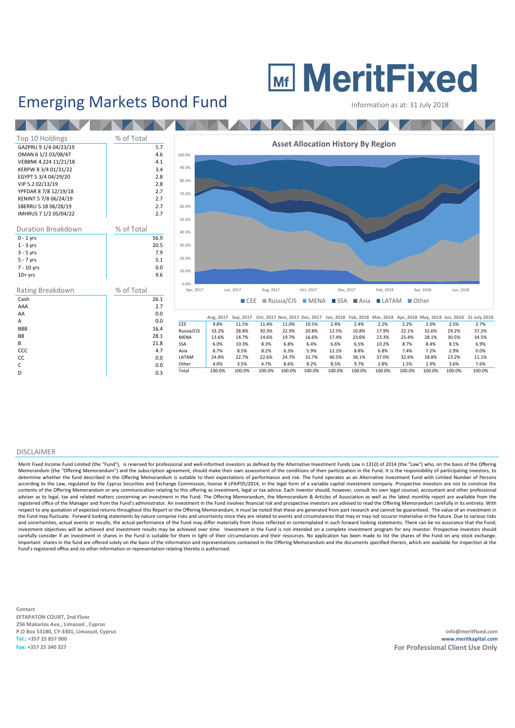# Emerging Markets Bond Fund

MeritFixed

Information as at: 31 July 2018

| Top 10 Holdings | % of Total |
|---|---|
| GAZPRU 9 1/4 04/23/19 | 5.7 |
| OMAN 6 1/2 03/08/47 | 4.6 |
| VEBBNK 4.224 11/21/18 | 4.1 |
| KERPW 8 3/4 01/31/22 | 3.4 |
| EGYPT 5 3/4 04/29/20 | 2.8 |
| VIP 5.2 02/13/19 | 2.8 |
| YPFDAR 8 7/8 12/19/18 | 2.7 |
| KENINT 5 7/8 06/24/19 | 2.7 |
| SBERRU 5.18 06/28/19 | 2.7 |
| IMHRUS 7 1/2 05/04/22 | 2.7 |

| Duration Breakdown | % of Total |
|---|---|
| 0 - 1 yrs | 56.9 |
| 1 - 3 yrs | 20.5 |
| 3 - 5 yrs | 7.9 |
| 5 - 7 yrs | 5.1 |
| 7 - 10 yrs | 0.0 |
| 10+ yrs | 9.6 |

| Rating Breakdown | % of Total |
|---|---|
| Cash | 26.1 |
| AAA | 2.7 |
| AA | 0.0 |
| A | 0.0 |
| BBB | 16.4 |
| BB | 28.1 |
| B | 21.8 |
| CCC | 4.7 |
| CC | 0.0 |
| C | 0.0 |
| D | 0.3 |

## Asset Allocation History By Region

100.0%
90.0%
80.0%
70.0%
60.0%
50.0%
40.0%
30.0%
20.0%
10.0%
0.0%

Apr, 2017 Jun, 2017 Aug, 2017 Oct, 2017 Dec, 2017 Feb, 2018 Apr, 2018 Jun, 2018

CEE Russia/CIS MENA SSA Asia LATAM Other

| | Aug, 2017 | Sep, 2017 | Oct, 2017 | Nov, 2017 | Dec, 2017 | Jan, 2018 | Feb, 2018 | Mar, 2018 | Apr, 2018 | May, 2018 | Jun, 2018 | 31 July 2018 |
|---|---|---|---|---|---|---|---|---|---|---|---|---|
| CEE | 9.8% | 11.5% | 11.4% | 11.0% | 10.5% | 2.4% | 2.4% | 2.2% | 2.2% | 2.0% | 2.5% | 2.7% |
| Russia/CIS | 33.2% | 28.8% | 30.3% | 22.9% | 20.8% | 12.5% | 10.8% | 17.9% | 22.1% | 32.6% | 29.2% | 37.2% |
| MENA | 13.6% | 14.7% | 14.6% | 19.7% | 16.6% | 17.4% | 23.6% | 23.3% | 25.4% | 28.1% | 30.5% | 34.5% |
| SSA | 6.0% | 10.3% | 8.3% | 6.8% | 6.4% | 6.6% | 6.5% | 10.2% | 8.7% | 8.4% | 8.1% | 6.9% |
| Asia | 8.7% | 8.5% | 8.2% | 6.3% | 5.9% | 12.1% | 8.8% | 6.8% | 7.4% | 7.2% | 2.9% | 0.0% |
| LATAM | 24.8% | 22.7% | 22.6% | 24.7% | 31.7% | 40.5% | 38.1% | 37.0% | 32.6% | 18.8% | 23.2% | 11.1% |
| Other | 4.0% | 3.5% | 4.7% | 8.6% | 8.2% | 8.5% | 9.7% | 2.8% | 1.5% | 2.9% | 3.6% | 7.6% |
| Total | 100.0% | 100.0% | 100.0% | 100.0% | 100.0% | 100.0% | 100.0% | 100.0% | 100.0% | 100.0% | 100.0% | 100.0% |

## DISCLAIMER

Merit Fixed Income Fund Limited (the "Fund"), is reserved for professional and well-informed investors as defined by the Alternative Investment Funds Law n.131(I) of 2014 (the "Law") who, on the basis of the Offering Memorandum (the "Offering Memorandum") and the subscription agreement, should make their own assessment of the conditions of their participation in the Fund. It is the responsibility of participating investors, to determine whether the fund described in the Offering Memorandum is suitable to their expectations of performance and risk. The Fund operates as an Alternative Investment Fund with Limited Number of Persons according to the Law, regulated by the Cyprus Securities and Exchange Commission, license # LPAIF05/2014, in the legal form of a variable capital investment company. Prospective investors are not to construe the contents of the Offering Memorandum or any communication relating to this offering as investment, legal or tax advice. Each investor should, however, consult his own legal counsel, accountant and other professional adviser as to legal, tax and related matters concerning an investment in the Fund. The Offering Memorandum, the Memorandum & Articles of Association as well as the latest monthly report are available from the registered office of the Manager and from the Fund's administrator. An investment in the Fund involves financial risk and prospective investors are advised to read the Offering Memorandum carefully in its entirety. With respect to any quotation of expected returns throughout this Report or the Offering Memorandum, it must be noted that these are generated from part research and cannot be guaranteed. The value of an investment in the Fund may fluctuate. Forward looking statements by nature comprise risks and uncertainty since they are related to events and circumstances that may or may not occur materialise in the future. Due to various risks and uncertainties, actual events or results, the actual performance of the Fund may differ materially from those reflected or contemplated in such forward looking statements. There can be no assurance that the Fund; investment objectives will be achieved and investment results may be achieved over time. Investment in the Fund is not intended on a complete investment program for any investor. Prospective investors should carefully consider if an investment in shares in the Fund is suitable for them in light of their circumstances and their resources. No application has been made to list the shares of the Fund on any stock exchange. Important: shares in the fund are offered solely on the basis of the information and representations contained in the Offering Memorandum and the documents specified therein, which are available for inspection at the Fund's registered office and no other information or representation relating thereto is authorised.

**Contact**
**EFTAPATON COURT, 2nd Floor**
**256 Makarios Ave., Limassol , Cyprus**
**P.O Box 53180, CY-3301, Limassol, Cyprus**
**Tel.: +357 25 857 900**
**Fax: +357 25 340 327**

**info@meritfixed.com**
**www.meritkapital.com**
**For Professional Client Use Only**